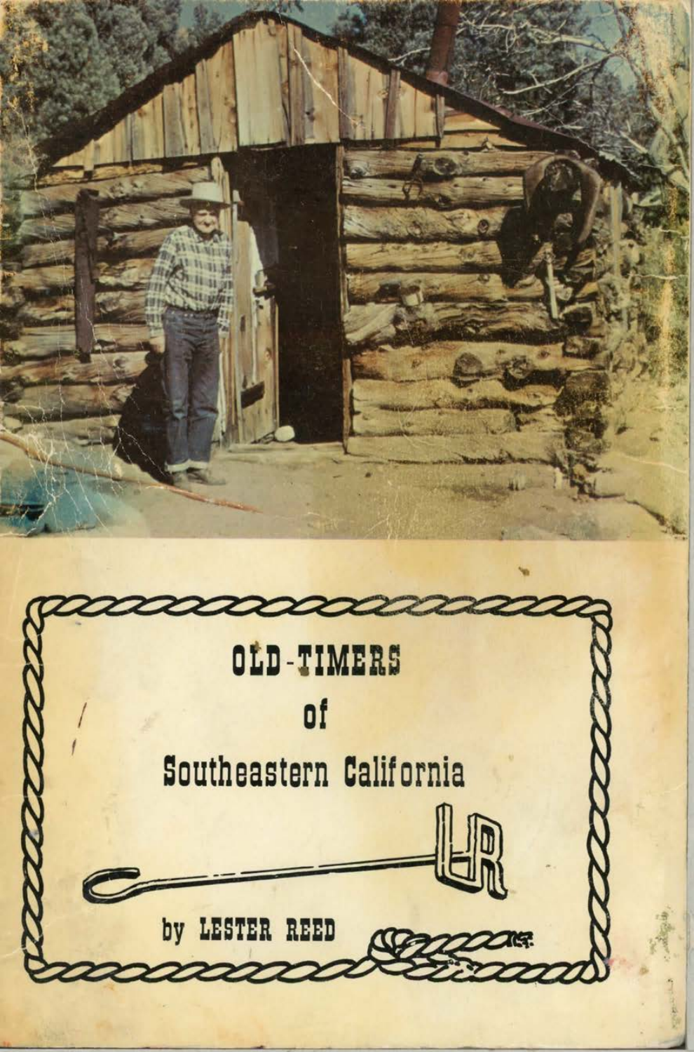# OLD-TIMERS of Southeastern California

by LESTER REED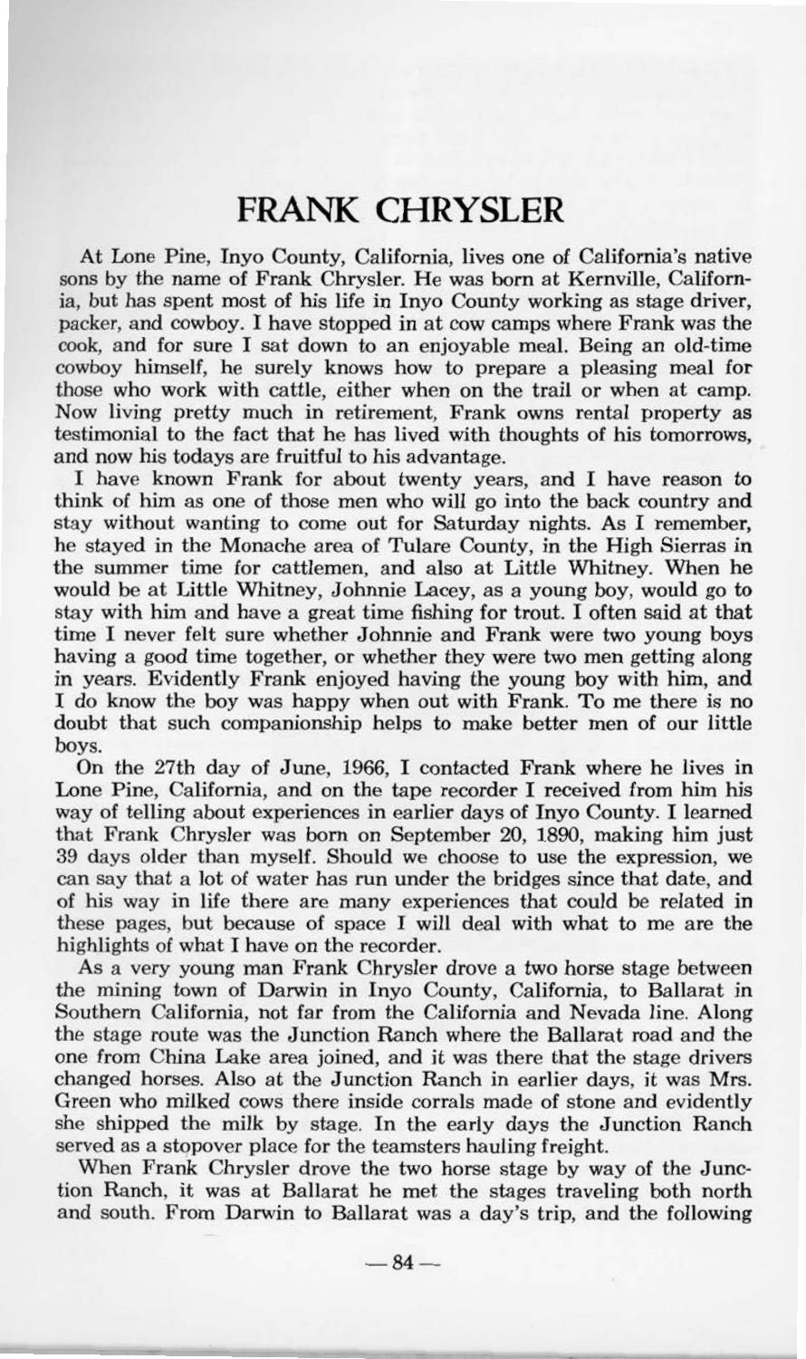# FRANK CHRYSLER

At Lone Pine, Inyo County, California, lives one of California's native sons by the name of Frank Chrysler. He was born at Kernville, California, but has spent most of his life in Inyo County working as stage driver, packer, and cowboy. I have stopped in at cow camps where Frank was the cook, and for sure I sat down to an enjoyable meal. Being an old-time cowboy himself, he surely knows how to prepare a pleasing meal for those who work with cattle, either when on the trail or when at camp. Now living pretty much in retirement, Frank owns rental property as testimonial to the fact that he has lived with thoughts of his tomorrows, and now his todays are fruitful to his advantage.

I have known Frank for about twenty years, and I have reason to think of him as one of those men who will go into the back country and stay without wanting to come out for Saturday nights. As I remember, he stayed in the Monache area of Tulare County, in the High Sierras in the summer time for cattlemen, and also at Little Whitney. When he would be at Little Whitney, Johnnie Lacey, as a young boy, would go to stay with him and have a great time fishing for trout. I often said at that time I never felt sure whether Johnnie and Frank were two young boys having a good time together, or whether they were two men getting along in years. Evidently Frank enjoyed having the young boy with him, and I do know the boy was happy when out with Frank. To me there is no doubt that such companionship helps to make better men of our little boys.

On the 27th day of June, 1966, I contacted Frank where he lives in Lone Pine, California, and on the tape recorder I received from him his way of telling about experiences in earlier days of Inyo County. I learned that Frank Chrysler was born on September 20, 1890, making him just 39 days older than myself. Should we choose to use the expression, we can say that a lot of water has run under the bridges since that date, and of his way in life there are many experiences that could be related in these pages, but because of space I will deal with what to me are the highlights of what I have on the recorder.

As a very young man Frank Chrysler drove a two horse stage between the mining town of Darwin in Inyo County, California, to Ballarat in Southern California, not far from the California and Nevada line. Along the stage route was the Junction Ranch where the Ballarat road and the one from China Lake area joined, and it was there that the stage drivers changed horses. Also at the Junction Ranch in earlier days, it was Mrs. Green who milked cows there inside corrals made of stone and evidently she shipped the milk by stage. In the early days the Junction Ranch served as a stopover place for the teamsters hauling freight.

When Frank Chrysler drove the two horse stage by way of the Junction Ranch, it was at Ballarat he met the stages traveling both north and south. From Darwin to Ballarat was a day's trip, and the following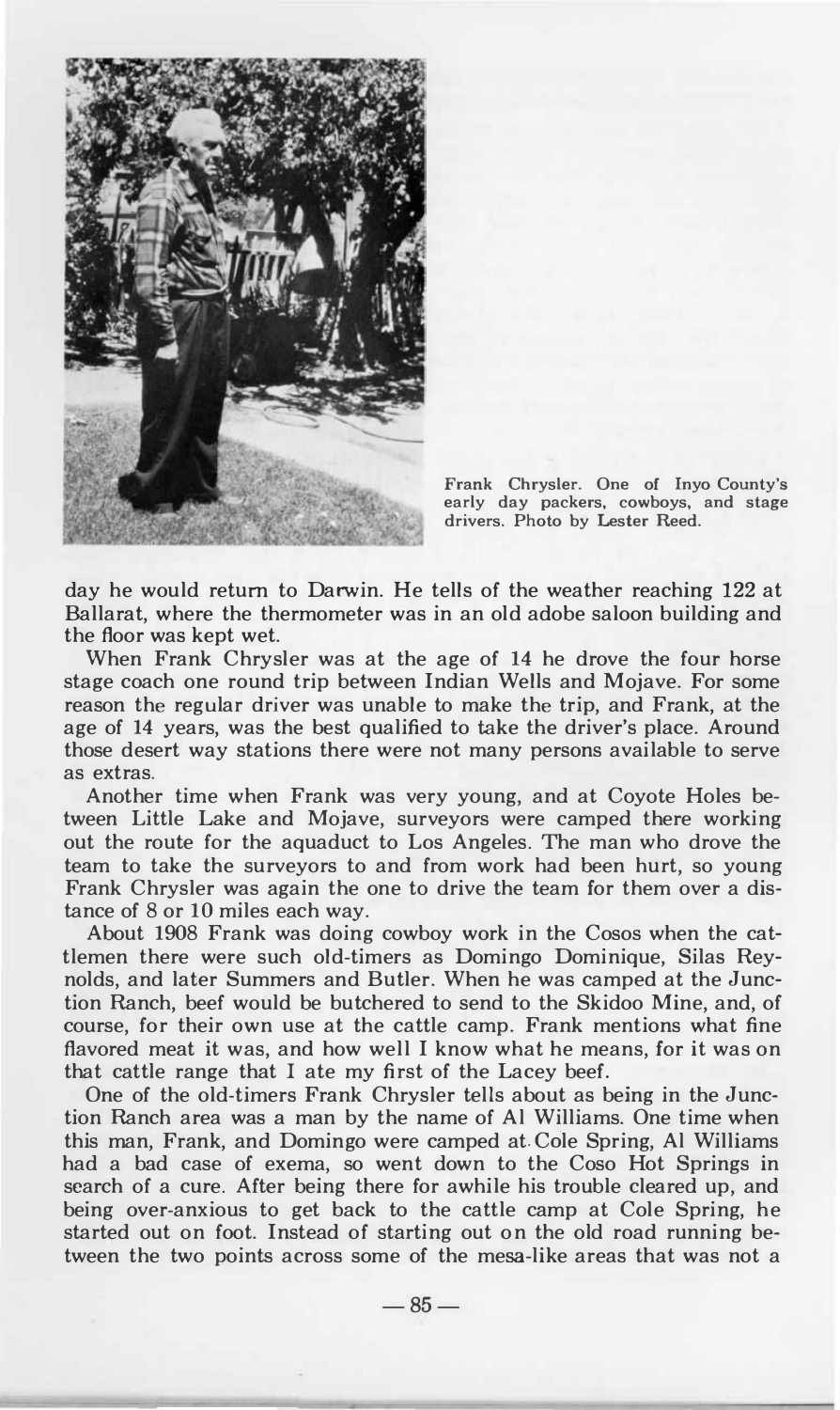Frank Chrysler. One of Inyo County's early day packers, cowboys, and stage drivers. Photo by Lester Reed.

day he would return to Darwin. He tells of the weather reaching 122 at Ballarat, where the thermometer was in an old adobe saloon building and the floor was kept wet.

When Frank Chrysler was at the age of 14 he drove the four horse stage coach one round trip between Indian Wells and Mojave. For some reason the regular driver was unable to make the trip, and Frank, at the age of 14 years, was the best qualified to take the driver's place. Around those desert way stations there were not many persons available to serve as extras.

Another time when Frank was very young, and at Coyote Holes between Little Lake and Mojave, surveyors were camped there working out the route for the aquaduct to Los Angeles. The man who drove the team to take the surveyors to and from work had been hurt, so young Frank Chrysler was again the one to drive the team for them over a distance of 8 or 10 miles each way.

About 1908 Frank was doing cowboy work in the Cosos when the cattlemen there were such old-timers as Domingo Dominique, Silas Reynolds, and later Summers and Butler. When he was camped at the Junction Ranch, beef would be butchered to send to the Skidoo Mine, and, of course, for their own use at the cattle camp. Frank mentions what fine flavored meat it was, and how well I know what he means, for it was on that cattle range that I ate my first of the Lacey beef.

One of the old-timers Frank Chrysler tells about as being in the Junction Ranch area was a man by the name of Al Williams. One time when this man, Frank, and Domingo were camped at Cole Spring, Al Williams had a bad case of exema, so went down to the Coso Hot Springs in search of a cure. After being there for awhile his trouble cleared up, and being over-anxious to get back to the cattle camp at Cole Spring, he started out on foot. Instead of starting out on the old road running between the two points across some of the mesa-like areas that was not a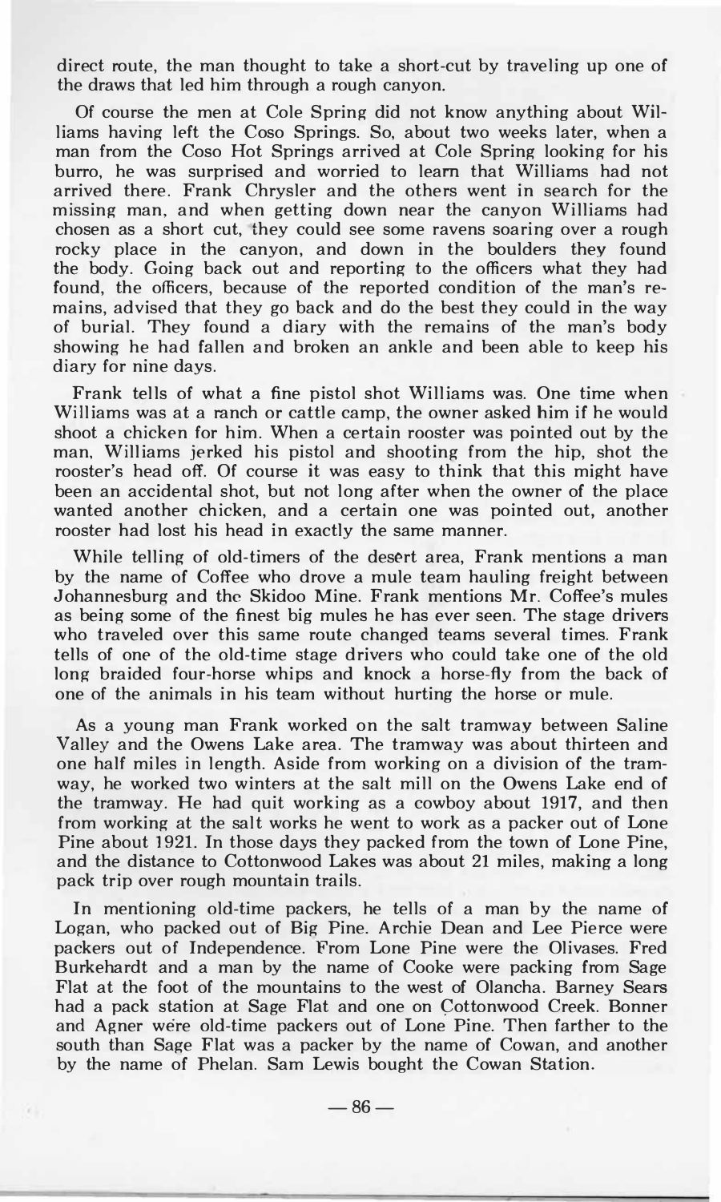direct route, the man thought to take a short-cut by traveling up one of the draws that led him through a rough canyon.

Of course the men at Cole Spring did not know anything about Williams having left the Coso Springs. So, about two weeks later, when a man from the Coso Hot Springs arrived at Cole Spring looking for his burro, he was surprised and worried to learn that Williams had not arrived there. Frank Chrysler and the others went in search for the missing man, and when getting down near the canyon Williams had chosen as a short cut, they could see some ravens soaring over a rough rocky place in the canyon, and down in the boulders they found the body. Going back out and reporting to the officers what they had found, the officers, because of the reported condition of the man's remains, advised that they go back and do the best they could in the way of burial. They found a diary with the remains of the man's body showing he had fallen and broken an ankle and been able to keep his diary for nine days.

Frank tells of what a fine pistol shot Williams was. One time when Williams was at a ranch or cattle camp, the owner asked him if he would shoot a chicken for him. When a certain rooster was pointed out by the man, Williams jerked his pistol and shooting from the hip, shot the rooster's head off. Of course it was easy to think that this might have been an accidental shot, but not long after when the owner of the place wanted another chicken, and a certain one was pointed out, another rooster had lost his head in exactly the same manner.

While telling of old-timers of the desert area, Frank mentions a man by the name of Coffee who drove a mule team hauling freight between Johannesburg and the Skidoo Mine. Frank mentions Mr. Coffee's mules as being some of the finest big mules he has ever seen. The stage drivers who traveled over this same route changed teams several times. Frank tells of one of the old-time stage drivers who could take one of the old long braided four-horse whips and knock a horse-fly from the back of one of the animals in his team without hurting the horse or mule.

As a young man Frank worked on the salt tramway between Saline Valley and the Owens Lake area. The tramway was about thirteen and one half miles in length. Aside from working on a division of the tramway, he worked two winters at the salt mill on the Owens Lake end of the tramway. He had quit working as a cowboy about 1917, and then from working at the salt works he went to work as a packer out of Lone Pine about 1921. In those days they packed from the town of Lone Pine, and the distance to Cottonwood Lakes was about 21 miles, making a long pack trip over rough mountain trails.

In mentioning old-time packers, he tells of a man by the name of Logan, who packed out of Big Pine. Archie Dean and Lee Pierce were packers out of Independence. From Lone Pine were the Olivases. Fred Burkehardt and a man by the name of Cooke were packing from Sage Flat at the foot of the mountains to the west of Olancha. Barney Sears had a pack station at Sage Flat and one on Cottonwood Creek. Bonner and Agner were old-time packers out of Lone Pine. Then farther to the south than Sage Flat was a packer by the name of Cowan, and another by the name of Phelan. Sam Lewis bought the Cowan Station.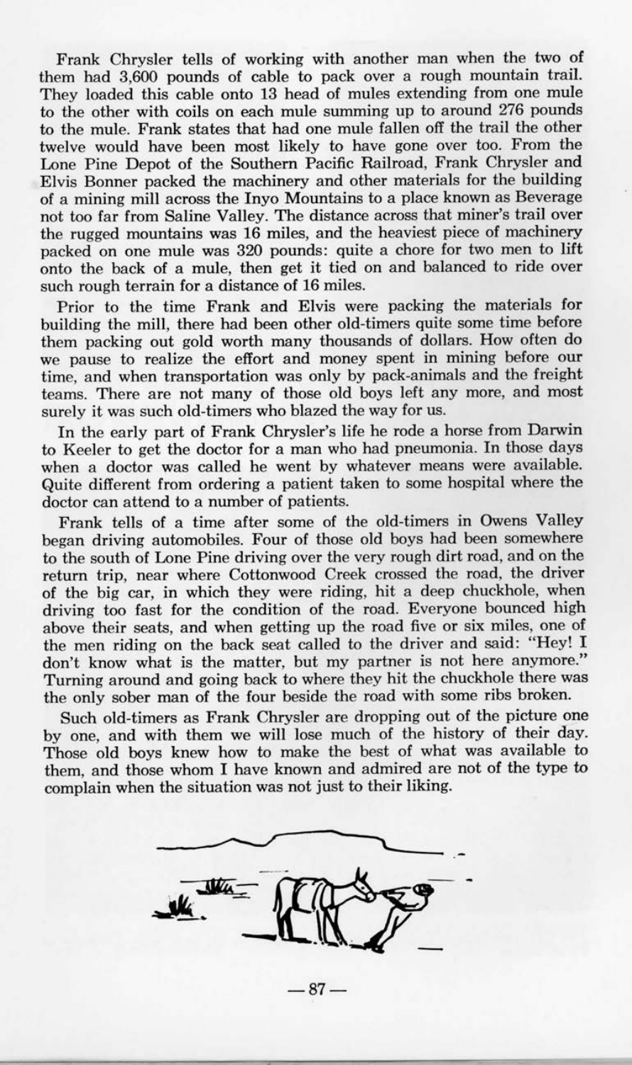Frank Chrysler tells of working with another man when the two of them had 3,600 pounds of cable to pack over a rough mountain trail. They loaded this cable onto 13 head of mules extending from one mule to the other with coils on each mule summing up to around 276 pounds to the mule. Frank states that had one mule fallen off the trail the other twelve would have been most likely to have gone over too. From the Lone Pine Depot of the Southern Pacific Railroad, Frank Chrysler and Elvis Bonner packed the machinery and other materials for the building of a mining mill across the Inyo Mountains to a place known as Beverage not too far from Saline Valley. The distance across that miner's trail over the rugged mountains was 16 miles, and the heaviest piece of machinery packed on one mule was 320 pounds: quite a chore for two men to lift onto the back of a mule, then get it tied on and balanced to ride over such rough terrain for a distance of 16 miles.

Prior to the time Frank and Elvis were packing the materials for building the mill, there had been other old-timers quite some time before them packing out gold worth many thousands of dollars. How often do we pause to realize the effort and money spent in mining before our time, and when transportation was only by pack-animals and the freight teams. There are not many of those old boys left any more, and most surely it was such old-timers who blazed the way for us.

In the early part of Frank Chrysler's life he rode a horse from Darwin to Keeler to get the doctor for a man who had pneumonia. In those days when a doctor was called he went by whatever means were available. Quite different from ordering a patient taken to some hospital where the doctor can attend to a number of patients.

Frank tells of a time after some of the old-timers in Owens Valley began driving automobiles. Four of those old boys had been somewhere to the south of Lone Pine driving over the very rough dirt road, and on the return trip, near where Cottonwood Creek crossed the road, the driver of the big car, in which they were riding, hit a deep chuckhole, when driving too fast for the condition of the road. Everyone bounced high above their seats, and when getting up the road five or six miles, one of the men riding on the back seat called to the driver and said: "Hey! I don't know what is the matter, but my partner is not here anymore." Turning around and going back to where they hit the chuckhole there was the only sober man of the four beside the road with some ribs broken.

Such old-timers as Frank Chrysler are dropping out of the picture one by one, and with them we will lose much of the history of their day. Those old boys knew how to make the best of what was available to them, and those whom I have known and admired are not of the type to complain when the situation was not just to their liking.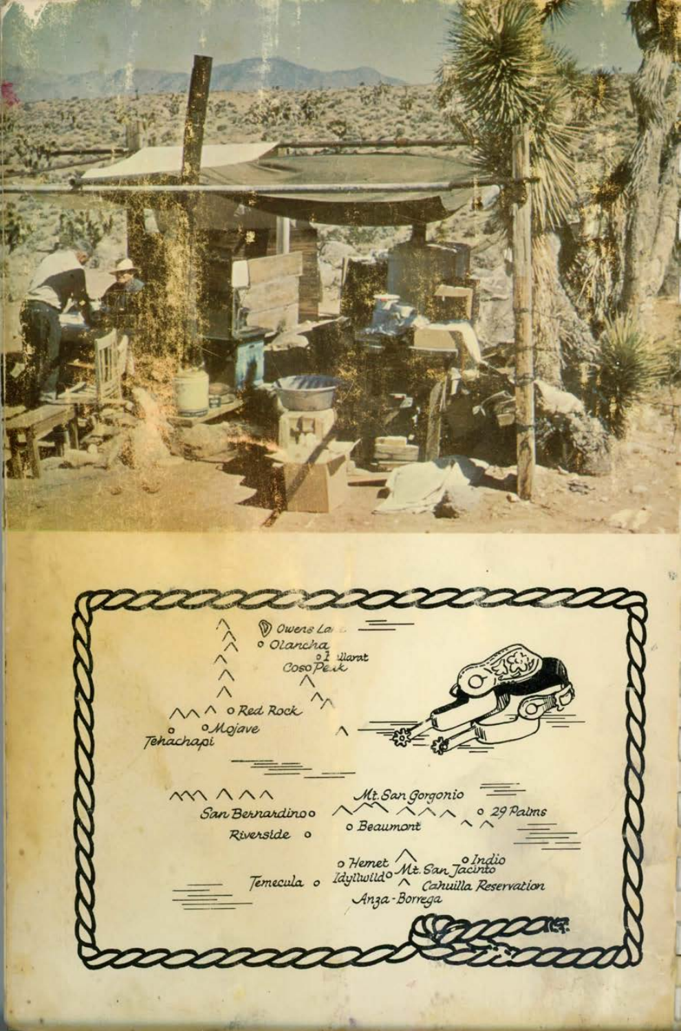Owens Lake
Olancha
Ballarat
Coso Peak
Red Rock
Mojave
Tehachapi
Mt. San Gorgonio
San Bernardino
29 Palms
Riverside
Beaumont
Hemet
Indio
Temecula
Idyllwild
Mt. San Jacinto
Cahuilla Reservation
Anza-Borrega